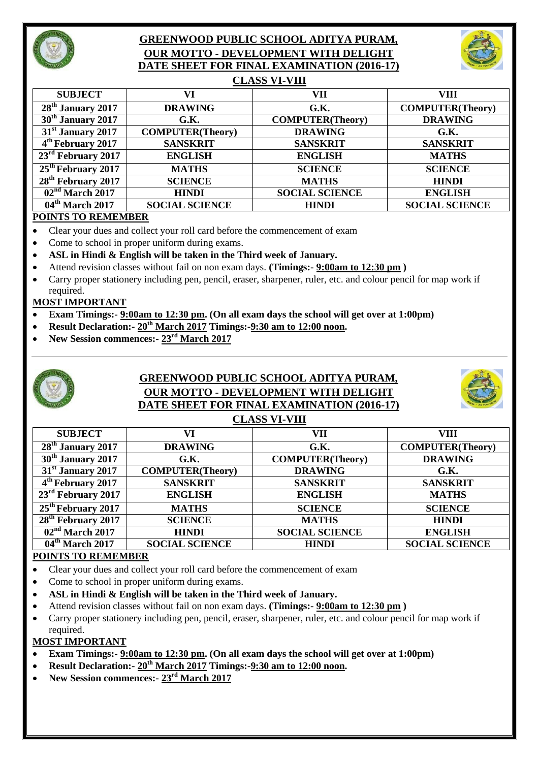# GREENWOOD PUBLIC SCHOOL ADITYA PURAM,
## OUR MOTTO - DEVELOPMENT WITH DELIGHT
## DATE SHEET FOR FINAL EXAMINATION (2016-17)
### CLASS VI-VIII

| SUBJECT | VI | VII | VIII |
|---|---|---|---|
| 28th January 2017 | DRAWING | G.K. | COMPUTER(Theory) |
| 30th January 2017 | G.K. | COMPUTER(Theory) | DRAWING |
| 31st January 2017 | COMPUTER(Theory) | DRAWING | G.K. |
| 4th February 2017 | SANSKRIT | SANSKRIT | SANSKRIT |
| 23rd February 2017 | ENGLISH | ENGLISH | MATHS |
| 25th February 2017 | MATHS | SCIENCE | SCIENCE |
| 28th February 2017 | SCIENCE | MATHS | HINDI |
| 02nd March 2017 | HINDI | SOCIAL SCIENCE | ENGLISH |
| 04th March 2017 | SOCIAL SCIENCE | HINDI | SOCIAL SCIENCE |

**POINTS TO REMEMBER**

- Clear your dues and collect your roll card before the commencement of exam
- Come to school in proper uniform during exams.
- **ASL in Hindi & English will be taken in the Third week of January.**
- Attend revision classes without fail on non exam days. **(Timings:- 9:00am to 12:30 pm )**
- Carry proper stationery including pen, pencil, eraser, sharpener, ruler, etc. and colour pencil for map work if required.

**MOST IMPORTANT**

- **Exam Timings:- 9:00am to 12:30 pm. (On all exam days the school will get over at 1:00pm)**
- **Result Declaration:- 20th March 2017 Timings:-9:30 am to 12:00 noon.**
- **New Session commences:- 23rd March 2017**

---

# GREENWOOD PUBLIC SCHOOL ADITYA PURAM,
## OUR MOTTO - DEVELOPMENT WITH DELIGHT
## DATE SHEET FOR FINAL EXAMINATION (2016-17)
### CLASS VI-VIII

| SUBJECT | VI | VII | VIII |
|---|---|---|---|
| 28th January 2017 | DRAWING | G.K. | COMPUTER(Theory) |
| 30th January 2017 | G.K. | COMPUTER(Theory) | DRAWING |
| 31st January 2017 | COMPUTER(Theory) | DRAWING | G.K. |
| 4th February 2017 | SANSKRIT | SANSKRIT | SANSKRIT |
| 23rd February 2017 | ENGLISH | ENGLISH | MATHS |
| 25th February 2017 | MATHS | SCIENCE | SCIENCE |
| 28th February 2017 | SCIENCE | MATHS | HINDI |
| 02nd March 2017 | HINDI | SOCIAL SCIENCE | ENGLISH |
| 04th March 2017 | SOCIAL SCIENCE | HINDI | SOCIAL SCIENCE |

**POINTS TO REMEMBER**

- Clear your dues and collect your roll card before the commencement of exam
- Come to school in proper uniform during exams.
- **ASL in Hindi & English will be taken in the Third week of January.**
- Attend revision classes without fail on non exam days. **(Timings:- 9:00am to 12:30 pm )**
- Carry proper stationery including pen, pencil, eraser, sharpener, ruler, etc. and colour pencil for map work if required.

**MOST IMPORTANT**

- **Exam Timings:- 9:00am to 12:30 pm. (On all exam days the school will get over at 1:00pm)**
- **Result Declaration:- 20th March 2017 Timings:-9:30 am to 12:00 noon.**
- **New Session commences:- 23rd March 2017**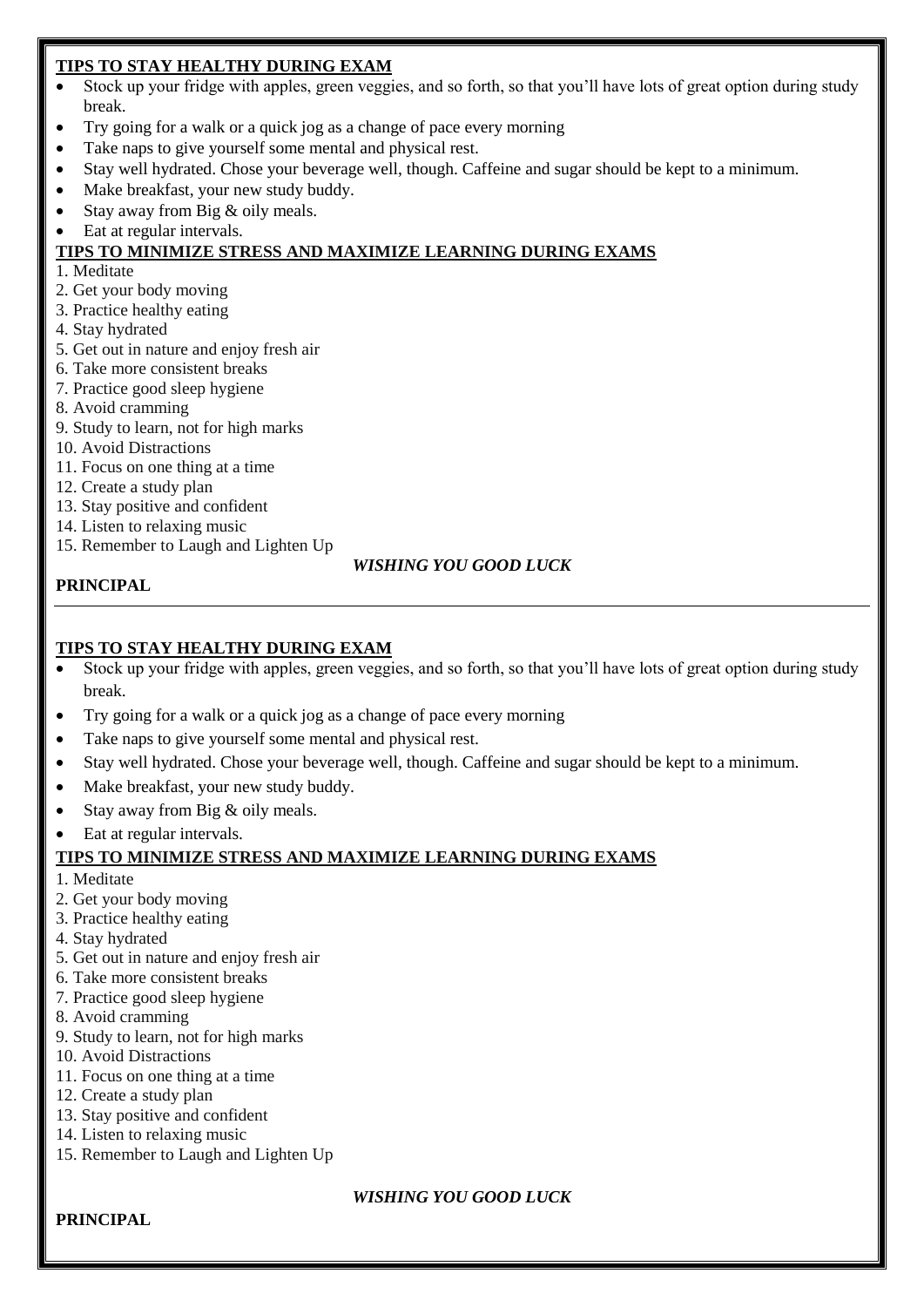## TIPS TO STAY HEALTHY DURING EXAM

- Stock up your fridge with apples, green veggies, and so forth, so that you'll have lots of great option during study break.
- Try going for a walk or a quick jog as a change of pace every morning
- Take naps to give yourself some mental and physical rest.
- Stay well hydrated. Chose your beverage well, though. Caffeine and sugar should be kept to a minimum.
- Make breakfast, your new study buddy.
- Stay away from Big & oily meals.
- Eat at regular intervals.

## TIPS TO MINIMIZE STRESS AND MAXIMIZE LEARNING DURING EXAMS

1. Meditate
2. Get your body moving
3. Practice healthy eating
4. Stay hydrated
5. Get out in nature and enjoy fresh air
6. Take more consistent breaks
7. Practice good sleep hygiene
8. Avoid cramming
9. Study to learn, not for high marks
10. Avoid Distractions
11. Focus on one thing at a time
12. Create a study plan
13. Stay positive and confident
14. Listen to relaxing music
15. Remember to Laugh and Lighten Up

*WISHING YOU GOOD LUCK*

**PRINCIPAL**

---

## TIPS TO STAY HEALTHY DURING EXAM

- Stock up your fridge with apples, green veggies, and so forth, so that you'll have lots of great option during study break.
- Try going for a walk or a quick jog as a change of pace every morning
- Take naps to give yourself some mental and physical rest.
- Stay well hydrated. Chose your beverage well, though. Caffeine and sugar should be kept to a minimum.
- Make breakfast, your new study buddy.
- Stay away from Big & oily meals.
- Eat at regular intervals.

## TIPS TO MINIMIZE STRESS AND MAXIMIZE LEARNING DURING EXAMS

1. Meditate
2. Get your body moving
3. Practice healthy eating
4. Stay hydrated
5. Get out in nature and enjoy fresh air
6. Take more consistent breaks
7. Practice good sleep hygiene
8. Avoid cramming
9. Study to learn, not for high marks
10. Avoid Distractions
11. Focus on one thing at a time
12. Create a study plan
13. Stay positive and confident
14. Listen to relaxing music
15. Remember to Laugh and Lighten Up

*WISHING YOU GOOD LUCK*

**PRINCIPAL**